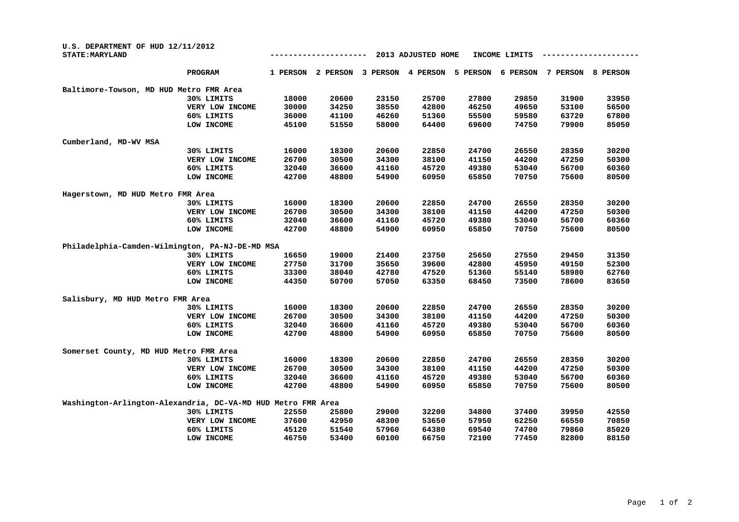U.S. DEPARTMENT OF HUD 12/11/2012
STATE:MARYLAND

--------------------- 2013 ADJUSTED HOME INCOME LIMITS ---------------------

| | PROGRAM | 1 PERSON | 2 PERSON | 3 PERSON | 4 PERSON | 5 PERSON | 6 PERSON | 7 PERSON | 8 PERSON |
|---|---|---|---|---|---|---|---|---|---|
| **Baltimore-Towson, MD HUD Metro FMR Area** | | | | | | | | | |
| | 30% LIMITS | 18000 | 20600 | 23150 | 25700 | 27800 | 29850 | 31900 | 33950 |
| | VERY LOW INCOME | 30000 | 34250 | 38550 | 42800 | 46250 | 49650 | 53100 | 56500 |
| | 60% LIMITS | 36000 | 41100 | 46260 | 51360 | 55500 | 59580 | 63720 | 67800 |
| | LOW INCOME | 45100 | 51550 | 58000 | 64400 | 69600 | 74750 | 79900 | 85050 |
| **Cumberland, MD-WV MSA** | | | | | | | | | |
| | 30% LIMITS | 16000 | 18300 | 20600 | 22850 | 24700 | 26550 | 28350 | 30200 |
| | VERY LOW INCOME | 26700 | 30500 | 34300 | 38100 | 41150 | 44200 | 47250 | 50300 |
| | 60% LIMITS | 32040 | 36600 | 41160 | 45720 | 49380 | 53040 | 56700 | 60360 |
| | LOW INCOME | 42700 | 48800 | 54900 | 60950 | 65850 | 70750 | 75600 | 80500 |
| **Hagerstown, MD HUD Metro FMR Area** | | | | | | | | | |
| | 30% LIMITS | 16000 | 18300 | 20600 | 22850 | 24700 | 26550 | 28350 | 30200 |
| | VERY LOW INCOME | 26700 | 30500 | 34300 | 38100 | 41150 | 44200 | 47250 | 50300 |
| | 60% LIMITS | 32040 | 36600 | 41160 | 45720 | 49380 | 53040 | 56700 | 60360 |
| | LOW INCOME | 42700 | 48800 | 54900 | 60950 | 65850 | 70750 | 75600 | 80500 |
| **Philadelphia-Camden-Wilmington, PA-NJ-DE-MD MSA** | | | | | | | | | |
| | 30% LIMITS | 16650 | 19000 | 21400 | 23750 | 25650 | 27550 | 29450 | 31350 |
| | VERY LOW INCOME | 27750 | 31700 | 35650 | 39600 | 42800 | 45950 | 49150 | 52300 |
| | 60% LIMITS | 33300 | 38040 | 42780 | 47520 | 51360 | 55140 | 58980 | 62760 |
| | LOW INCOME | 44350 | 50700 | 57050 | 63350 | 68450 | 73500 | 78600 | 83650 |
| **Salisbury, MD HUD Metro FMR Area** | | | | | | | | | |
| | 30% LIMITS | 16000 | 18300 | 20600 | 22850 | 24700 | 26550 | 28350 | 30200 |
| | VERY LOW INCOME | 26700 | 30500 | 34300 | 38100 | 41150 | 44200 | 47250 | 50300 |
| | 60% LIMITS | 32040 | 36600 | 41160 | 45720 | 49380 | 53040 | 56700 | 60360 |
| | LOW INCOME | 42700 | 48800 | 54900 | 60950 | 65850 | 70750 | 75600 | 80500 |
| **Somerset County, MD HUD Metro FMR Area** | | | | | | | | | |
| | 30% LIMITS | 16000 | 18300 | 20600 | 22850 | 24700 | 26550 | 28350 | 30200 |
| | VERY LOW INCOME | 26700 | 30500 | 34300 | 38100 | 41150 | 44200 | 47250 | 50300 |
| | 60% LIMITS | 32040 | 36600 | 41160 | 45720 | 49380 | 53040 | 56700 | 60360 |
| | LOW INCOME | 42700 | 48800 | 54900 | 60950 | 65850 | 70750 | 75600 | 80500 |
| **Washington-Arlington-Alexandria, DC-VA-MD HUD Metro FMR Area** | | | | | | | | | |
| | 30% LIMITS | 22550 | 25800 | 29000 | 32200 | 34800 | 37400 | 39950 | 42550 |
| | VERY LOW INCOME | 37600 | 42950 | 48300 | 53650 | 57950 | 62250 | 66550 | 70850 |
| | 60% LIMITS | 45120 | 51540 | 57960 | 64380 | 69540 | 74700 | 79860 | 85020 |
| | LOW INCOME | 46750 | 53400 | 60100 | 66750 | 72100 | 77450 | 82800 | 88150 |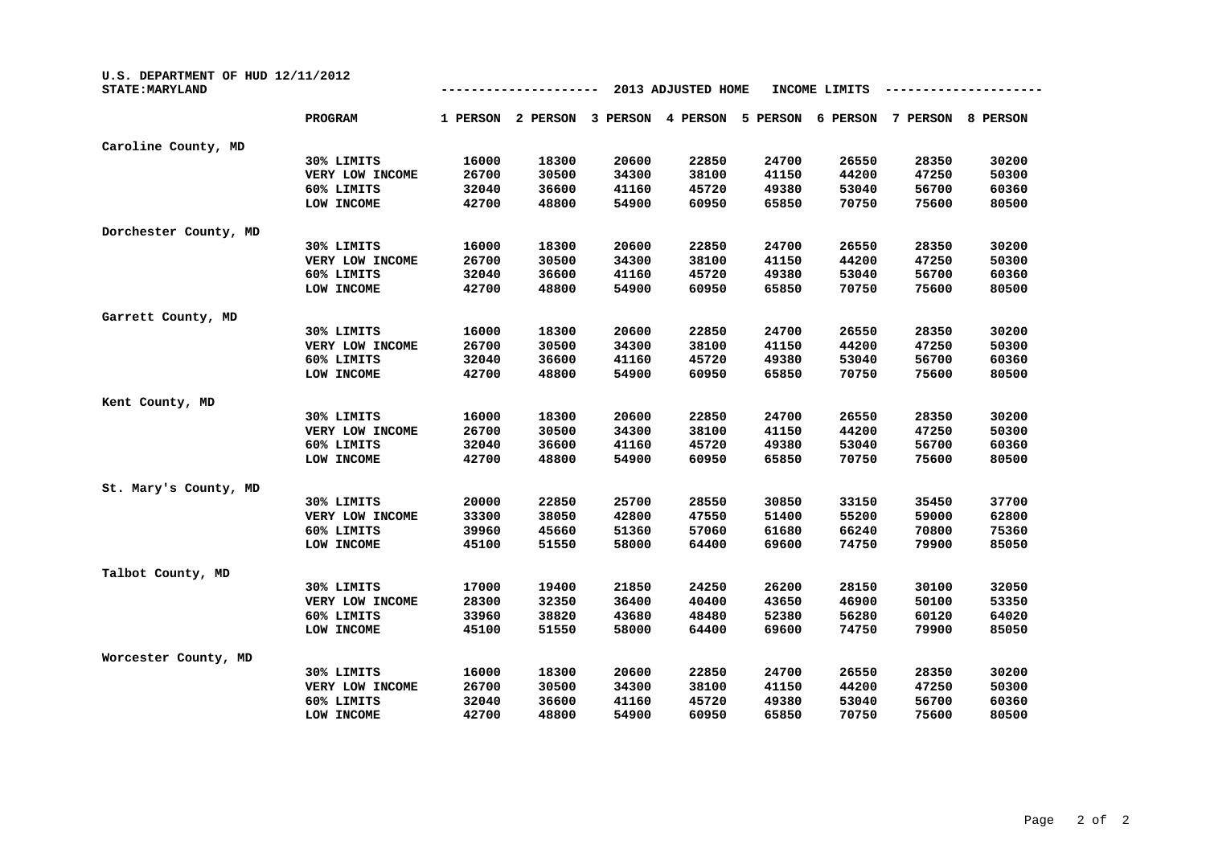U.S. DEPARTMENT OF HUD 12/11/2012

STATE:MARYLAND

## 2013 ADJUSTED HOME INCOME LIMITS

| | PROGRAM | 1 PERSON | 2 PERSON | 3 PERSON | 4 PERSON | 5 PERSON | 6 PERSON | 7 PERSON | 8 PERSON |
|---|---|---|---|---|---|---|---|---|---|
| Caroline County, MD | | | | | | | | | |
| | 30% LIMITS | 16000 | 18300 | 20600 | 22850 | 24700 | 26550 | 28350 | 30200 |
| | VERY LOW INCOME | 26700 | 30500 | 34300 | 38100 | 41150 | 44200 | 47250 | 50300 |
| | 60% LIMITS | 32040 | 36600 | 41160 | 45720 | 49380 | 53040 | 56700 | 60360 |
| | LOW INCOME | 42700 | 48800 | 54900 | 60950 | 65850 | 70750 | 75600 | 80500 |
| Dorchester County, MD | | | | | | | | | |
| | 30% LIMITS | 16000 | 18300 | 20600 | 22850 | 24700 | 26550 | 28350 | 30200 |
| | VERY LOW INCOME | 26700 | 30500 | 34300 | 38100 | 41150 | 44200 | 47250 | 50300 |
| | 60% LIMITS | 32040 | 36600 | 41160 | 45720 | 49380 | 53040 | 56700 | 60360 |
| | LOW INCOME | 42700 | 48800 | 54900 | 60950 | 65850 | 70750 | 75600 | 80500 |
| Garrett County, MD | | | | | | | | | |
| | 30% LIMITS | 16000 | 18300 | 20600 | 22850 | 24700 | 26550 | 28350 | 30200 |
| | VERY LOW INCOME | 26700 | 30500 | 34300 | 38100 | 41150 | 44200 | 47250 | 50300 |
| | 60% LIMITS | 32040 | 36600 | 41160 | 45720 | 49380 | 53040 | 56700 | 60360 |
| | LOW INCOME | 42700 | 48800 | 54900 | 60950 | 65850 | 70750 | 75600 | 80500 |
| Kent County, MD | | | | | | | | | |
| | 30% LIMITS | 16000 | 18300 | 20600 | 22850 | 24700 | 26550 | 28350 | 30200 |
| | VERY LOW INCOME | 26700 | 30500 | 34300 | 38100 | 41150 | 44200 | 47250 | 50300 |
| | 60% LIMITS | 32040 | 36600 | 41160 | 45720 | 49380 | 53040 | 56700 | 60360 |
| | LOW INCOME | 42700 | 48800 | 54900 | 60950 | 65850 | 70750 | 75600 | 80500 |
| St. Mary's County, MD | | | | | | | | | |
| | 30% LIMITS | 20000 | 22850 | 25700 | 28550 | 30850 | 33150 | 35450 | 37700 |
| | VERY LOW INCOME | 33300 | 38050 | 42800 | 47550 | 51400 | 55200 | 59000 | 62800 |
| | 60% LIMITS | 39960 | 45660 | 51360 | 57060 | 61680 | 66240 | 70800 | 75360 |
| | LOW INCOME | 45100 | 51550 | 58000 | 64400 | 69600 | 74750 | 79900 | 85050 |
| Talbot County, MD | | | | | | | | | |
| | 30% LIMITS | 17000 | 19400 | 21850 | 24250 | 26200 | 28150 | 30100 | 32050 |
| | VERY LOW INCOME | 28300 | 32350 | 36400 | 40400 | 43650 | 46900 | 50100 | 53350 |
| | 60% LIMITS | 33960 | 38820 | 43680 | 48480 | 52380 | 56280 | 60120 | 64020 |
| | LOW INCOME | 45100 | 51550 | 58000 | 64400 | 69600 | 74750 | 79900 | 85050 |
| Worcester County, MD | | | | | | | | | |
| | 30% LIMITS | 16000 | 18300 | 20600 | 22850 | 24700 | 26550 | 28350 | 30200 |
| | VERY LOW INCOME | 26700 | 30500 | 34300 | 38100 | 41150 | 44200 | 47250 | 50300 |
| | 60% LIMITS | 32040 | 36600 | 41160 | 45720 | 49380 | 53040 | 56700 | 60360 |
| | LOW INCOME | 42700 | 48800 | 54900 | 60950 | 65850 | 70750 | 75600 | 80500 |